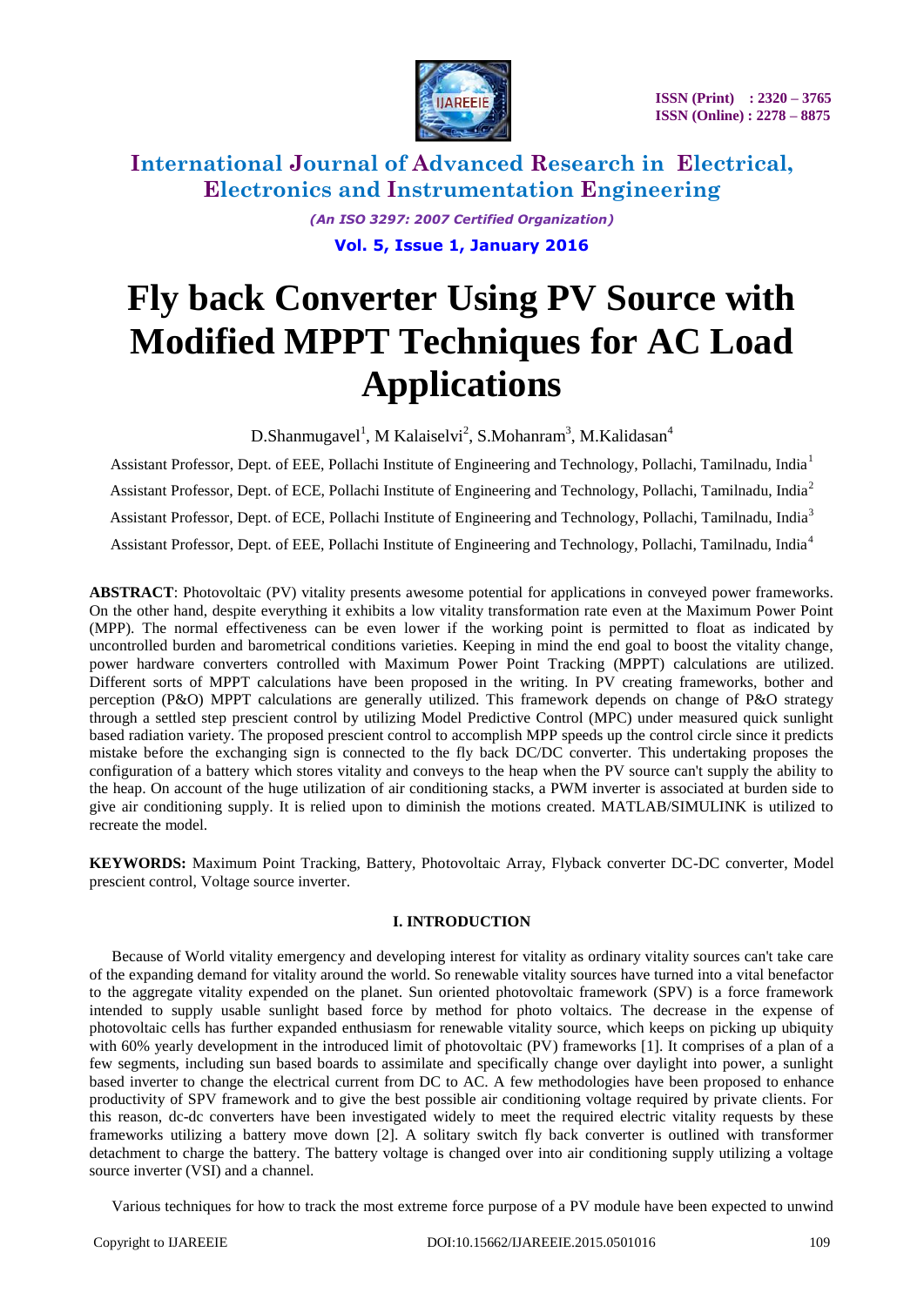# Fly back Converter Using PV Source with Modified MPPT Techniques for AC Load Applications

D.Shanmugavel[1], M Kalaiselvi[2], S.Mohanram[3], M.Kalidasan[4]

Assistant Professor, Dept. of EEE, Pollachi Institute of Engineering and Technology, Pollachi, Tamilnadu, India[1]

Assistant Professor, Dept. of ECE, Pollachi Institute of Engineering and Technology, Pollachi, Tamilnadu, India[2]

Assistant Professor, Dept. of ECE, Pollachi Institute of Engineering and Technology, Pollachi, Tamilnadu, India[3]

Assistant Professor, Dept. of EEE, Pollachi Institute of Engineering and Technology, Pollachi, Tamilnadu, India[4]

**ABSTRACT**: Photovoltaic (PV) vitality presents awesome potential for applications in conveyed power frameworks. On the other hand, despite everything it exhibits a low vitality transformation rate even at the Maximum Power Point (MPP). The normal effectiveness can be even lower if the working point is permitted to float as indicated by uncontrolled burden and barometrical conditions varieties. Keeping in mind the end goal to boost the vitality change, power hardware converters controlled with Maximum Power Point Tracking (MPPT) calculations are utilized. Different sorts of MPPT calculations have been proposed in the writing. In PV creating frameworks, bother and perception (P&O) MPPT calculations are generally utilized. This framework depends on change of P&O strategy through a settled step prescient control by utilizing Model Predictive Control (MPC) under measured quick sunlight based radiation variety. The proposed prescient control to accomplish MPP speeds up the control circle since it predicts mistake before the exchanging sign is connected to the fly back DC/DC converter. This undertaking proposes the configuration of a battery which stores vitality and conveys to the heap when the PV source can't supply the ability to the heap. On account of the huge utilization of air conditioning stacks, a PWM inverter is associated at burden side to give air conditioning supply. It is relied upon to diminish the motions created. MATLAB/SIMULINK is utilized to recreate the model.

**KEYWORDS:** Maximum Point Tracking, Battery, Photovoltaic Array, Flyback converter DC-DC converter, Model prescient control, Voltage source inverter.

## I. INTRODUCTION

Because of World vitality emergency and developing interest for vitality as ordinary vitality sources can't take care of the expanding demand for vitality around the world. So renewable vitality sources have turned into a vital benefactor to the aggregate vitality expended on the planet. Sun oriented photovoltaic framework (SPV) is a force framework intended to supply usable sunlight based force by method for photo voltaics. The decrease in the expense of photovoltaic cells has further expanded enthusiasm for renewable vitality source, which keeps on picking up ubiquity with 60% yearly development in the introduced limit of photovoltaic (PV) frameworks [1]. It comprises of a plan of a few segments, including sun based boards to assimilate and specifically change over daylight into power, a sunlight based inverter to change the electrical current from DC to AC. A few methodologies have been proposed to enhance productivity of SPV framework and to give the best possible air conditioning voltage required by private clients. For this reason, dc-dc converters have been investigated widely to meet the required electric vitality requests by these frameworks utilizing a battery move down [2]. A solitary switch fly back converter is outlined with transformer detachment to charge the battery. The battery voltage is changed over into air conditioning supply utilizing a voltage source inverter (VSI) and a channel.

Various techniques for how to track the most extreme force purpose of a PV module have been expected to unwind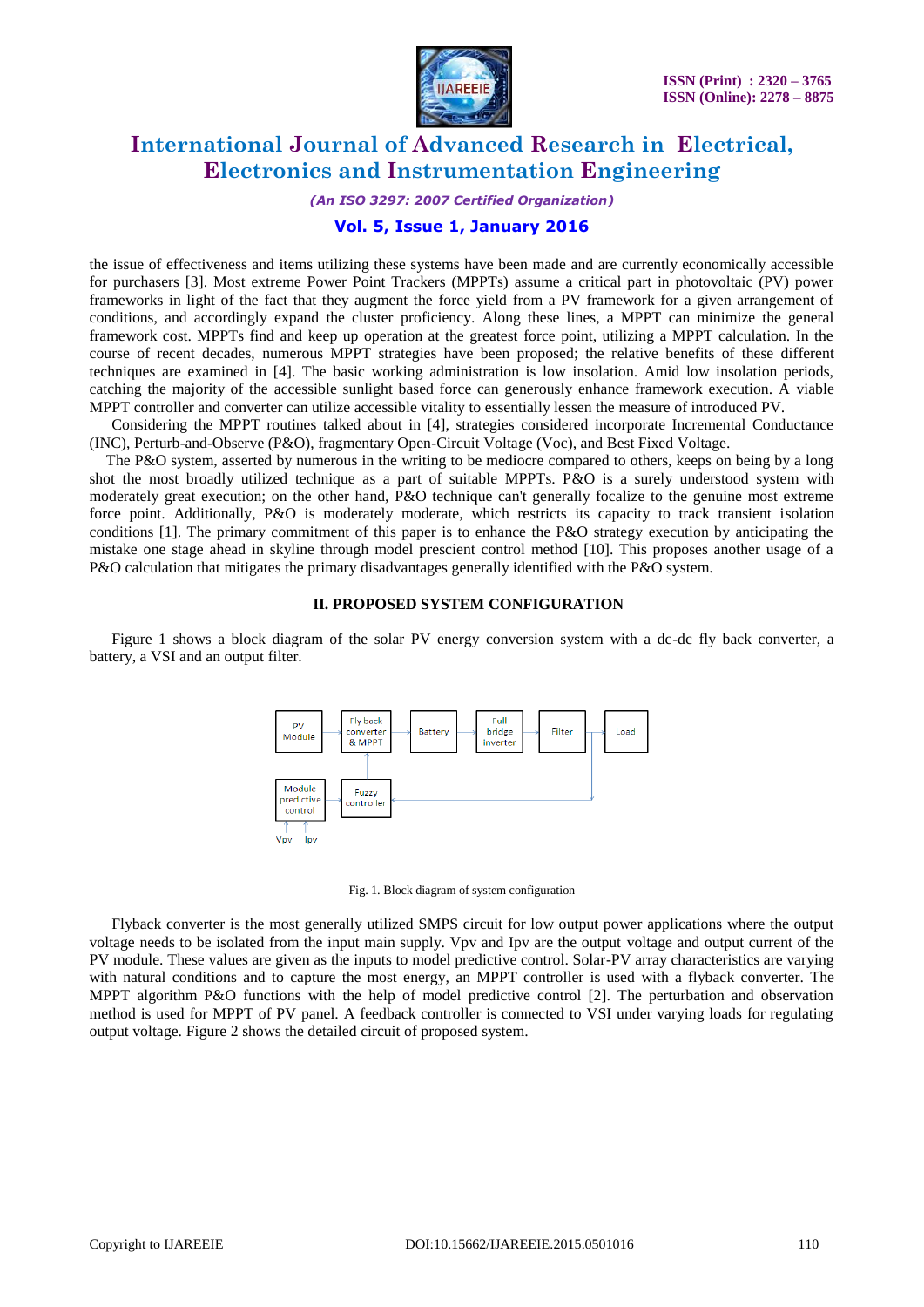the issue of effectiveness and items utilizing these systems have been made and are currently economically accessible for purchasers [3]. Most extreme Power Point Trackers (MPPTs) assume a critical part in photovoltaic (PV) power frameworks in light of the fact that they augment the force yield from a PV framework for a given arrangement of conditions, and accordingly expand the cluster proficiency. Along these lines, a MPPT can minimize the general framework cost. MPPTs find and keep up operation at the greatest force point, utilizing a MPPT calculation. In the course of recent decades, numerous MPPT strategies have been proposed; the relative benefits of these different techniques are examined in [4]. The basic working administration is low insolation. Amid low insolation periods, catching the majority of the accessible sunlight based force can generously enhance framework execution. A viable MPPT controller and converter can utilize accessible vitality to essentially lessen the measure of introduced PV.

Considering the MPPT routines talked about in [4], strategies considered incorporate Incremental Conductance (INC), Perturb-and-Observe (P&O), fragmentary Open-Circuit Voltage (Voc), and Best Fixed Voltage.

The P&O system, asserted by numerous in the writing to be mediocre compared to others, keeps on being by a long shot the most broadly utilized technique as a part of suitable MPPTs. P&O is a surely understood system with moderately great execution; on the other hand, P&O technique can't generally focalize to the genuine most extreme force point. Additionally, P&O is moderately moderate, which restricts its capacity to track transient isolation conditions [1]. The primary commitment of this paper is to enhance the P&O strategy execution by anticipating the mistake one stage ahead in skyline through model prescient control method [10]. This proposes another usage of a P&O calculation that mitigates the primary disadvantages generally identified with the P&O system.

## II. PROPOSED SYSTEM CONFIGURATION

Figure 1 shows a block diagram of the solar PV energy conversion system with a dc-dc fly back converter, a battery, a VSI and an output filter.

Fig. 1. Block diagram of system configuration

Flyback converter is the most generally utilized SMPS circuit for low output power applications where the output voltage needs to be isolated from the input main supply. Vpv and Ipv are the output voltage and output current of the PV module. These values are given as the inputs to model predictive control. Solar-PV array characteristics are varying with natural conditions and to capture the most energy, an MPPT controller is used with a flyback converter. The MPPT algorithm P&O functions with the help of model predictive control [2]. The perturbation and observation method is used for MPPT of PV panel. A feedback controller is connected to VSI under varying loads for regulating output voltage. Figure 2 shows the detailed circuit of proposed system.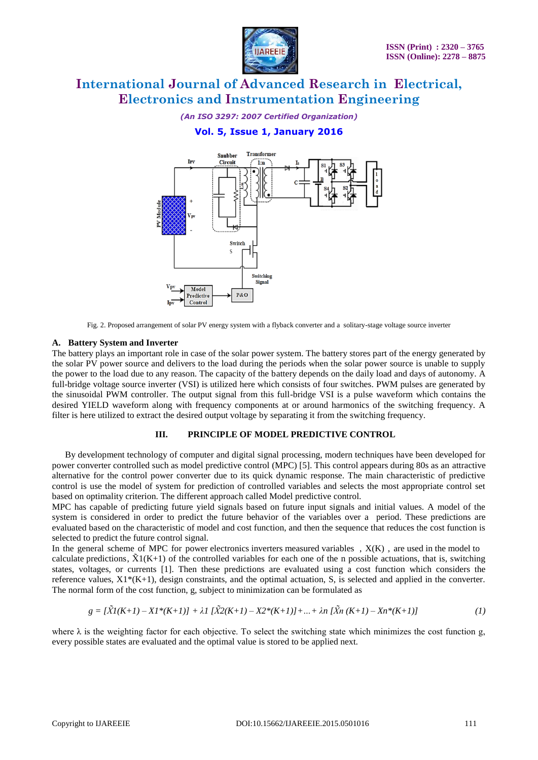Fig. 2. Proposed arrangement of solar PV energy system with a flyback converter and a solitary-stage voltage source inverter

### A. Battery System and Inverter

The battery plays an important role in case of the solar power system. The battery stores part of the energy generated by the solar PV power source and delivers to the load during the periods when the solar power source is unable to supply the power to the load due to any reason. The capacity of the battery depends on the daily load and days of autonomy. A full-bridge voltage source inverter (VSI) is utilized here which consists of four switches. PWM pulses are generated by the sinusoidal PWM controller. The output signal from this full-bridge VSI is a pulse waveform which contains the desired YIELD waveform along with frequency components at or around harmonics of the switching frequency. A filter is here utilized to extract the desired output voltage by separating it from the switching frequency.

## III. PRINCIPLE OF MODEL PREDICTIVE CONTROL

By development technology of computer and digital signal processing, modern techniques have been developed for power converter controlled such as model predictive control (MPC) [5]. This control appears during 80s as an attractive alternative for the control power converter due to its quick dynamic response. The main characteristic of predictive control is use the model of system for prediction of controlled variables and selects the most appropriate control set based on optimality criterion. The different approach called Model predictive control.

MPC has capable of predicting future yield signals based on future input signals and initial values. A model of the system is considered in order to predict the future behavior of the variables over a period. These predictions are evaluated based on the characteristic of model and cost function, and then the sequence that reduces the cost function is selected to predict the future control signal.

In the general scheme of MPC for power electronics inverters measured variables , $X(K)$ , are used in the model to calculate predictions, $\tilde{X}1(K+1)$ of the controlled variables for each one of the n possible actuations, that is, switching states, voltages, or currents [1]. Then these predictions are evaluated using a cost function which considers the reference values, $X1^*(K+1)$, design constraints, and the optimal actuation, S, is selected and applied in the converter. The normal form of the cost function, g, subject to minimization can be formulated as

$$g = [\tilde{X}1(K+1) - X1^*(K+1)] + \lambda 1\,[\tilde{X}2(K+1) - X2^*(K+1)] + \ldots + \lambda n\,[\tilde{X}n\,(K+1) - Xn^*(K+1)] \qquad (1)$$

where λ is the weighting factor for each objective. To select the switching state which minimizes the cost function g, every possible states are evaluated and the optimal value is stored to be applied next.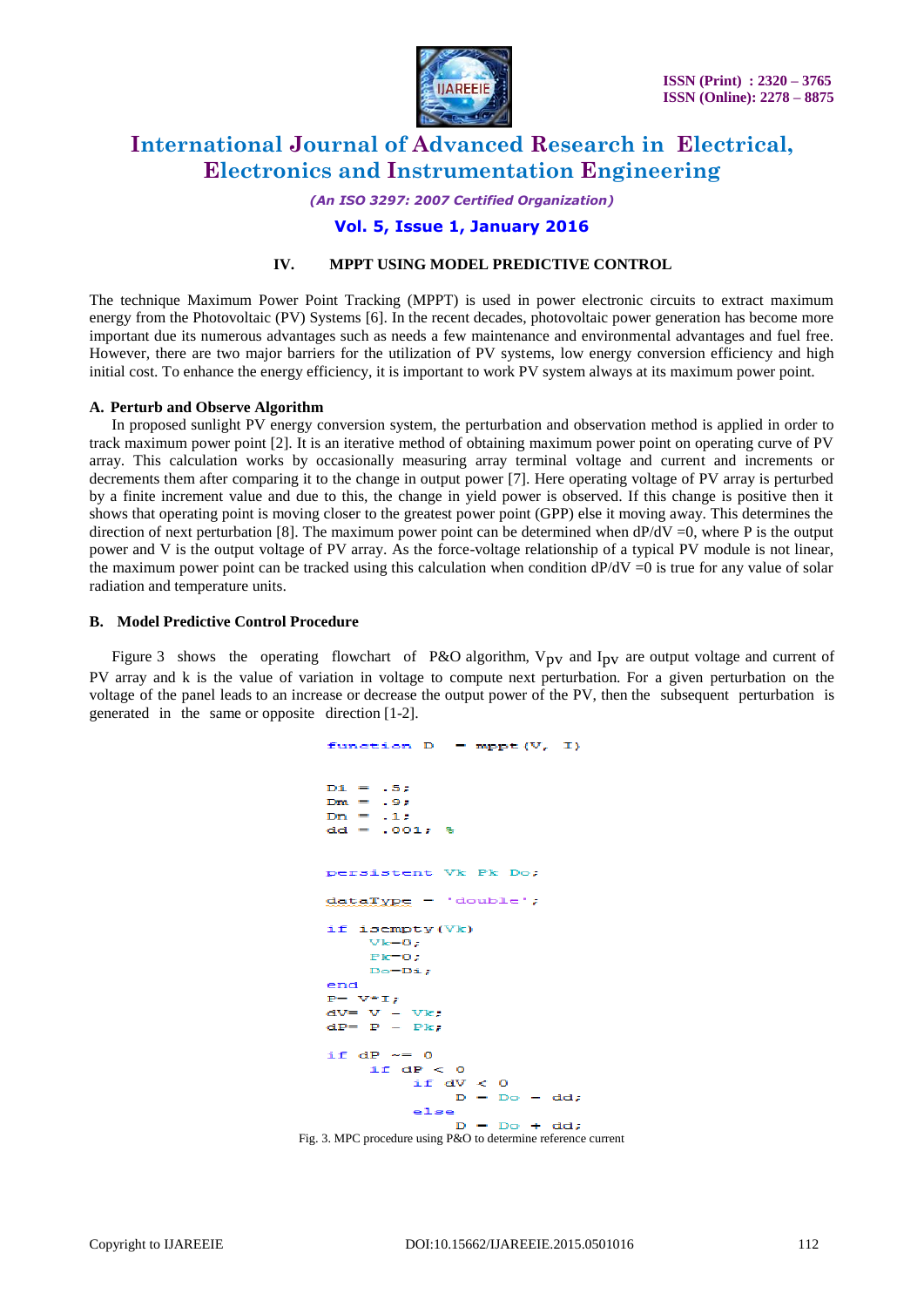## IV. MPPT USING MODEL PREDICTIVE CONTROL

The technique Maximum Power Point Tracking (MPPT) is used in power electronic circuits to extract maximum energy from the Photovoltaic (PV) Systems [6]. In the recent decades, photovoltaic power generation has become more important due its numerous advantages such as needs a few maintenance and environmental advantages and fuel free. However, there are two major barriers for the utilization of PV systems, low energy conversion efficiency and high initial cost. To enhance the energy efficiency, it is important to work PV system always at its maximum power point.

### A. Perturb and Observe Algorithm

In proposed sunlight PV energy conversion system, the perturbation and observation method is applied in order to track maximum power point [2]. It is an iterative method of obtaining maximum power point on operating curve of PV array. This calculation works by occasionally measuring array terminal voltage and current and increments or decrements them after comparing it to the change in output power [7]. Here operating voltage of PV array is perturbed by a finite increment value and due to this, the change in yield power is observed. If this change is positive then it shows that operating point is moving closer to the greatest power point (GPP) else it moving away. This determines the direction of next perturbation [8]. The maximum power point can be determined when dP/dV =0, where P is the output power and V is the output voltage of PV array. As the force-voltage relationship of a typical PV module is not linear, the maximum power point can be tracked using this calculation when condition dP/dV =0 is true for any value of solar radiation and temperature units.

### B. Model Predictive Control Procedure

Figure 3 shows the operating flowchart of P&O algorithm, $V_{PV}$ and $I_{PV}$ are output voltage and current of PV array and k is the value of variation in voltage to compute next perturbation. For a given perturbation on the voltage of the panel leads to an increase or decrease the output power of the PV, then the subsequent perturbation is generated in the same or opposite direction [1-2].

```
function D = mppt(V, I)

Di = .5;
Dm = .9;
Dn = .1;
dd = .001; %

persistent Vk Pk Do;

dataType = 'double';

if isempty(Vk)
     Vk=0;
     Pk=0;
     Do=Di;
end
P= V*I;
dV= V - Vk;
dP= P - Pk;

if dP ~= 0
     if dP < 0
          if dV < 0
               D = Do - dd;
          else
               D = Do + dd;
```

Fig. 3. MPC procedure using P&O to determine reference current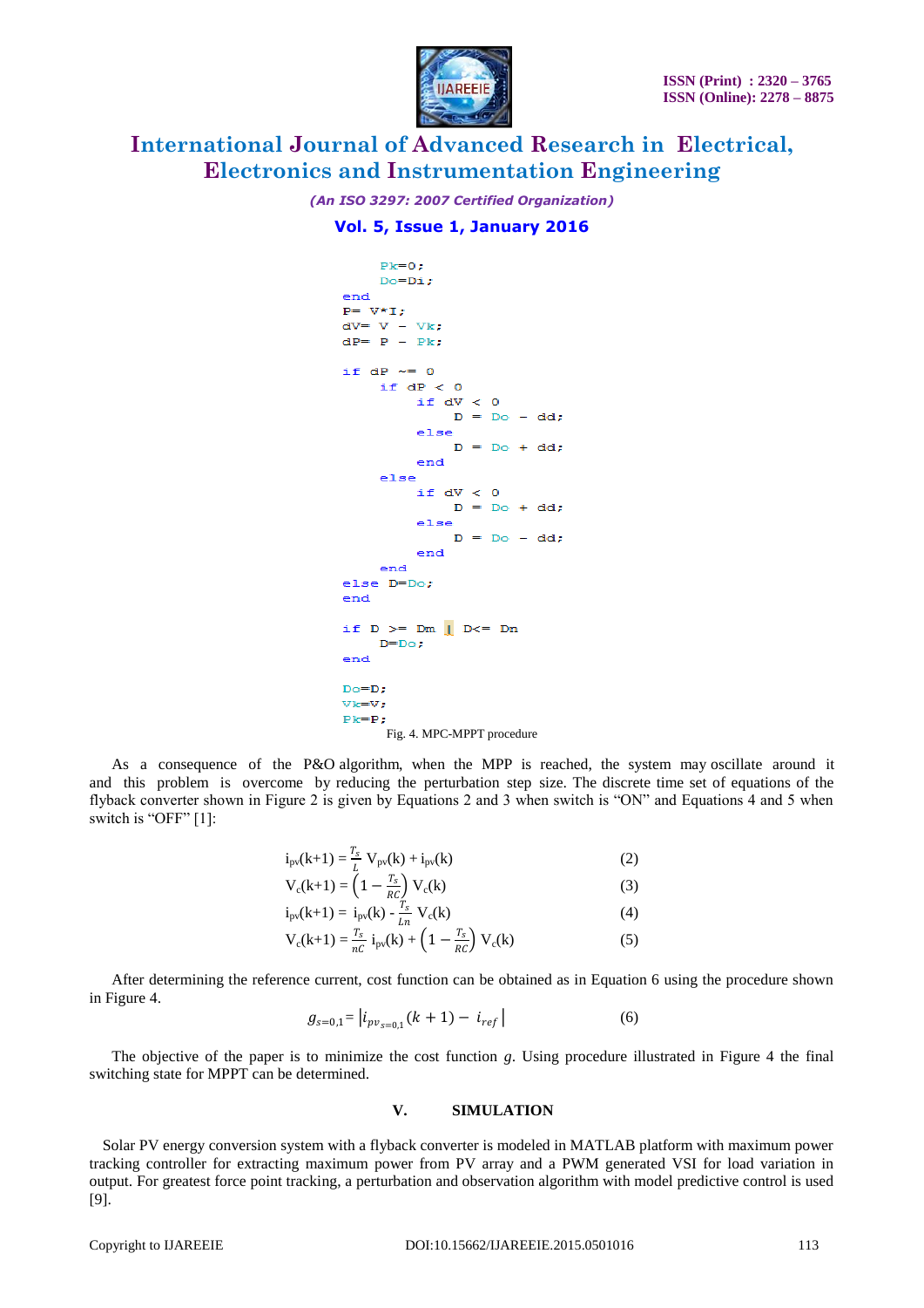```
    Pk=0;
    Do=Di;
end
P= V*I;
dV= V - Vk;
dP= P - Pk;

if dP ~= 0
    if dP < 0
        if dV < 0
            D = Do - dd;
        else
            D = Do + dd;
        end
    else
        if dV < 0
            D = Do + dd;
        else
            D = Do - dd;
        end
    end
else D=Do;
end

if D >= Dm | D<= Dn
    D=Do;
end

Do=D;
Vk=V;
Pk=P;
```

Fig. 4. MPC-MPPT procedure

As a consequence of the P&O algorithm, when the MPP is reached, the system may oscillate around it and this problem is overcome by reducing the perturbation step size. The discrete time set of equations of the flyback converter shown in Figure 2 is given by Equations 2 and 3 when switch is "ON" and Equations 4 and 5 when switch is "OFF" [1]:

$$i_{pv}(k+1) = \frac{T_s}{L} V_{pv}(k) + i_{pv}(k) \tag{2}$$

$$V_c(k+1) = \left(1 - \frac{T_s}{RC}\right) V_c(k) \tag{3}$$

$$i_{pv}(k+1) = i_{pv}(k) - \frac{T_s}{Ln} V_c(k) \tag{4}$$

$$V_c(k+1) = \frac{T_s}{nC} i_{pv}(k) + \left(1 - \frac{T_s}{RC}\right) V_c(k) \tag{5}$$

After determining the reference current, cost function can be obtained as in Equation 6 using the procedure shown in Figure 4.

$$g_{s=0,1} = \left| i_{pv_{s=0,1}}(k+1) - i_{ref} \right| \tag{6}$$

The objective of the paper is to minimize the cost function *g*. Using procedure illustrated in Figure 4 the final switching state for MPPT can be determined.

## V. SIMULATION

Solar PV energy conversion system with a flyback converter is modeled in MATLAB platform with maximum power tracking controller for extracting maximum power from PV array and a PWM generated VSI for load variation in output. For greatest force point tracking, a perturbation and observation algorithm with model predictive control is used [9].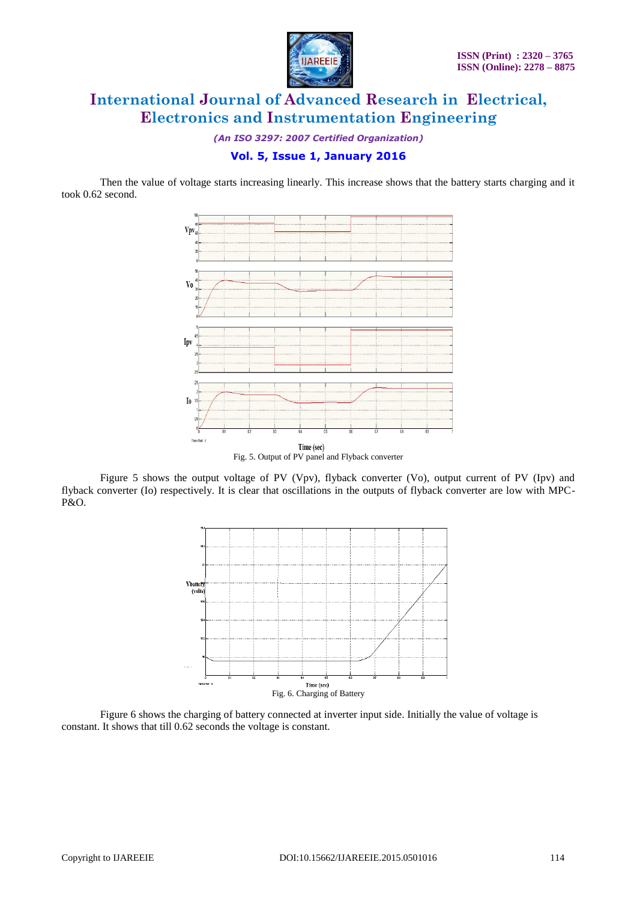Then the value of voltage starts increasing linearly. This increase shows that the battery starts charging and it took 0.62 second.

Fig. 5. Output of PV panel and Flyback converter

Figure 5 shows the output voltage of PV (Vpv), flyback converter (Vo), output current of PV (Ipv) and flyback converter (Io) respectively. It is clear that oscillations in the outputs of flyback converter are low with MPC-P&O.

Fig. 6. Charging of Battery

Figure 6 shows the charging of battery connected at inverter input side. Initially the value of voltage is constant. It shows that till 0.62 seconds the voltage is constant.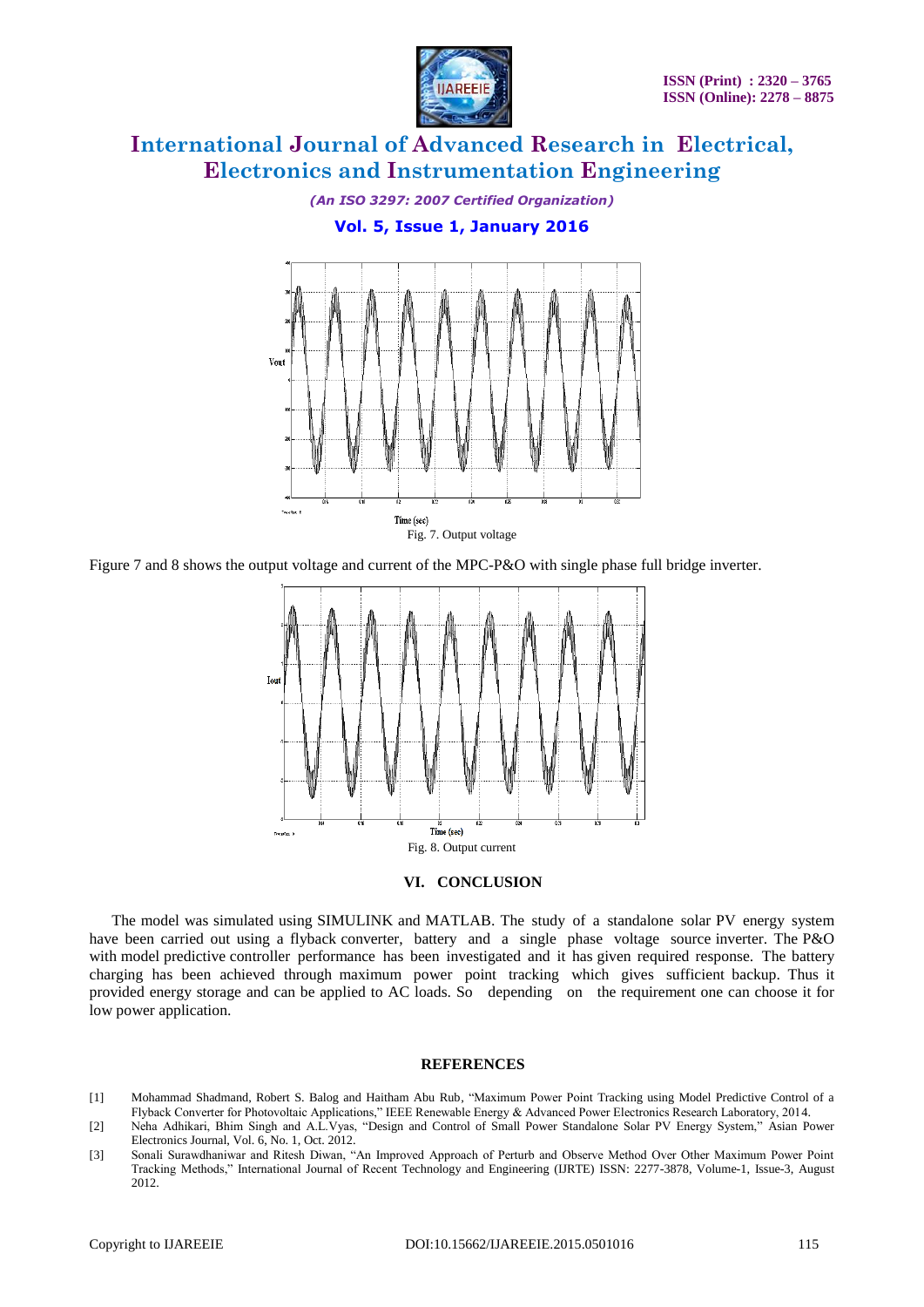Fig. 7. Output voltage

Figure 7 and 8 shows the output voltage and current of the MPC-P&O with single phase full bridge inverter.

Fig. 8. Output current

## VI. CONCLUSION

The model was simulated using SIMULINK and MATLAB. The study of a standalone solar PV energy system have been carried out using a flyback converter, battery and a single phase voltage source inverter. The P&O with model predictive controller performance has been investigated and it has given required response. The battery charging has been achieved through maximum power point tracking which gives sufficient backup. Thus it provided energy storage and can be applied to AC loads. So depending on the requirement one can choose it for low power application.

## REFERENCES

[1] Mohammad Shadmand, Robert S. Balog and Haitham Abu Rub, "Maximum Power Point Tracking using Model Predictive Control of a Flyback Converter for Photovoltaic Applications," IEEE Renewable Energy & Advanced Power Electronics Research Laboratory, 2014.

[2] Neha Adhikari, Bhim Singh and A.L.Vyas, "Design and Control of Small Power Standalone Solar PV Energy System," Asian Power Electronics Journal, Vol. 6, No. 1, Oct. 2012.

[3] Sonali Surawdhaniwar and Ritesh Diwan, "An Improved Approach of Perturb and Observe Method Over Other Maximum Power Point Tracking Methods," International Journal of Recent Technology and Engineering (IJRTE) ISSN: 2277-3878, Volume-1, Issue-3, August 2012.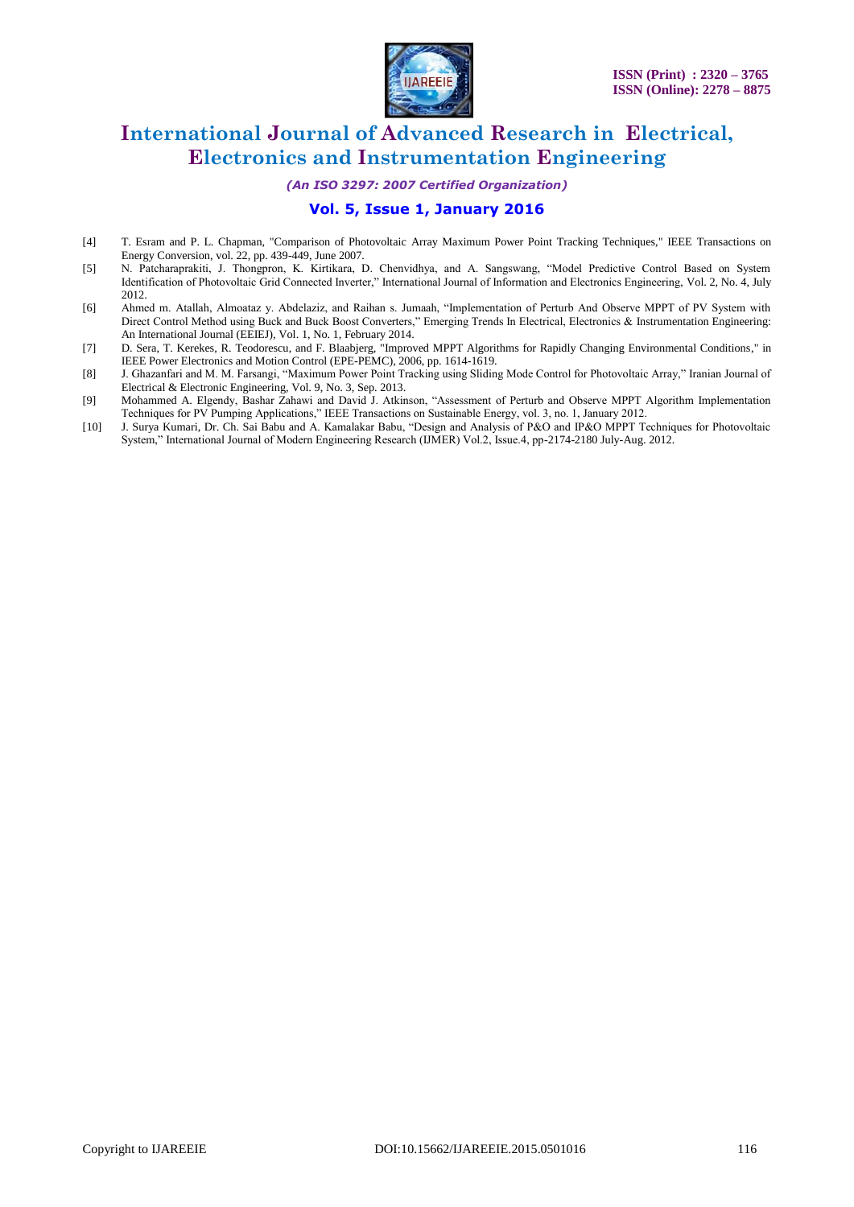[4] T. Esram and P. L. Chapman, "Comparison of Photovoltaic Array Maximum Power Point Tracking Techniques," IEEE Transactions on Energy Conversion, vol. 22, pp. 439-449, June 2007.

[5] N. Patcharaprakiti, J. Thongpron, K. Kirtikara, D. Chenvidhya, and A. Sangswang, "Model Predictive Control Based on System Identification of Photovoltaic Grid Connected Inverter," International Journal of Information and Electronics Engineering, Vol. 2, No. 4, July 2012.

[6] Ahmed m. Atallah, Almoataz y. Abdelaziz, and Raihan s. Jumaah, "Implementation of Perturb And Observe MPPT of PV System with Direct Control Method using Buck and Buck Boost Converters," Emerging Trends In Electrical, Electronics & Instrumentation Engineering: An International Journal (EEIEJ), Vol. 1, No. 1, February 2014.

[7] D. Sera, T. Kerekes, R. Teodorescu, and F. Blaabjerg, "Improved MPPT Algorithms for Rapidly Changing Environmental Conditions," in IEEE Power Electronics and Motion Control (EPE-PEMC), 2006, pp. 1614-1619.

[8] J. Ghazanfari and M. M. Farsangi, "Maximum Power Point Tracking using Sliding Mode Control for Photovoltaic Array," Iranian Journal of Electrical & Electronic Engineering, Vol. 9, No. 3, Sep. 2013.

[9] Mohammed A. Elgendy, Bashar Zahawi and David J. Atkinson, "Assessment of Perturb and Observe MPPT Algorithm Implementation Techniques for PV Pumping Applications," IEEE Transactions on Sustainable Energy, vol. 3, no. 1, January 2012.

[10] J. Surya Kumari, Dr. Ch. Sai Babu and A. Kamalakar Babu, "Design and Analysis of P&O and IP&O MPPT Techniques for Photovoltaic System," International Journal of Modern Engineering Research (IJMER) Vol.2, Issue.4, pp-2174-2180 July-Aug. 2012.